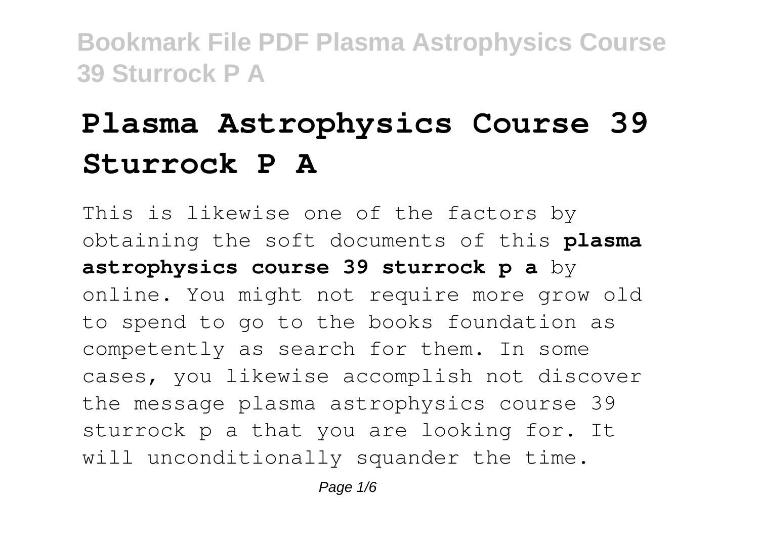# Plasma Astrophysics Course 39 Sturrock P A

This is likewise one of the factors by obtaining the soft documents of this **plasma astrophysics course 39 sturrock p a** by online. You might not require more grow old to spend to go to the books foundation as competently as search for them. In some cases, you likewise accomplish not discover the message plasma astrophysics course 39 sturrock p a that you are looking for. It will unconditionally squander the time.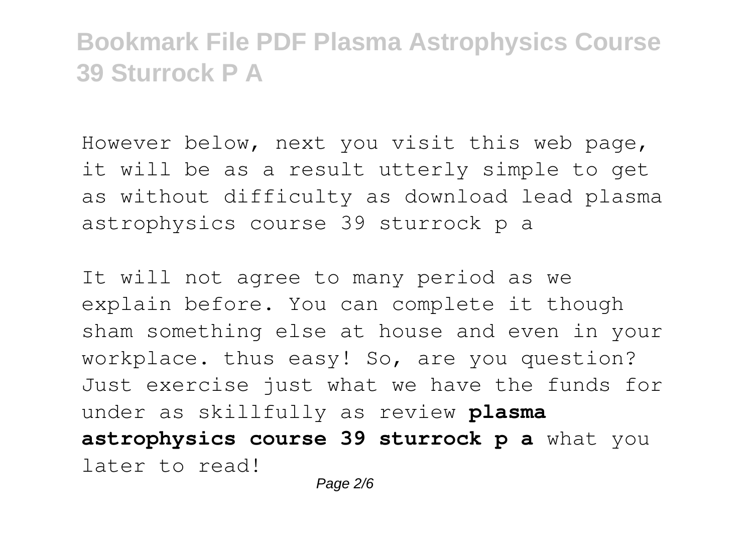However below, next you visit this web page, it will be as a result utterly simple to get as without difficulty as download lead plasma astrophysics course 39 sturrock p a

It will not agree to many period as we explain before. You can complete it though sham something else at house and even in your workplace. thus easy! So, are you question? Just exercise just what we have the funds for under as skillfully as review **plasma astrophysics course 39 sturrock p a** what you later to read!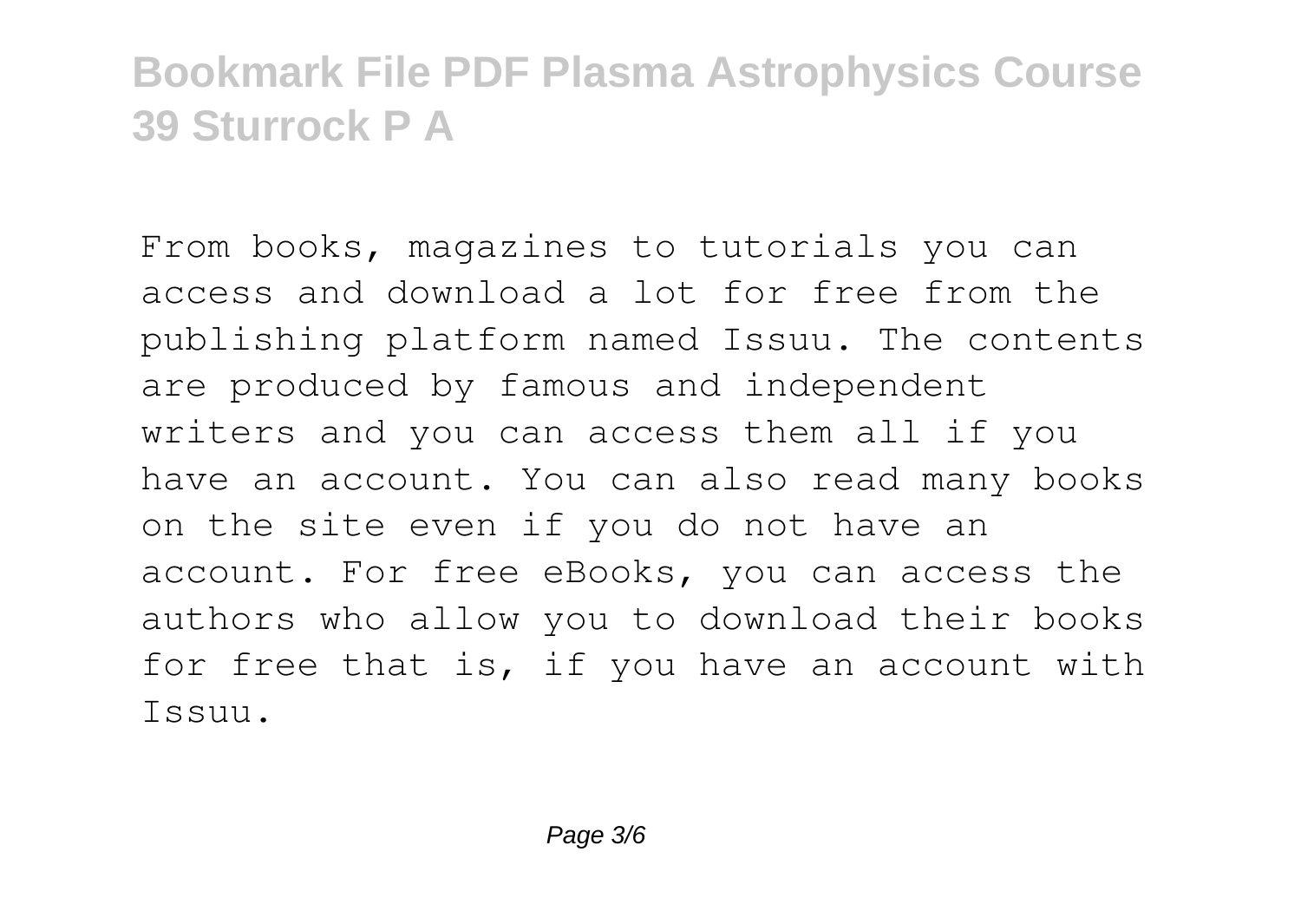From books, magazines to tutorials you can access and download a lot for free from the publishing platform named Issuu. The contents are produced by famous and independent writers and you can access them all if you have an account. You can also read many books on the site even if you do not have an account. For free eBooks, you can access the authors who allow you to download their books for free that is, if you have an account with Issuu.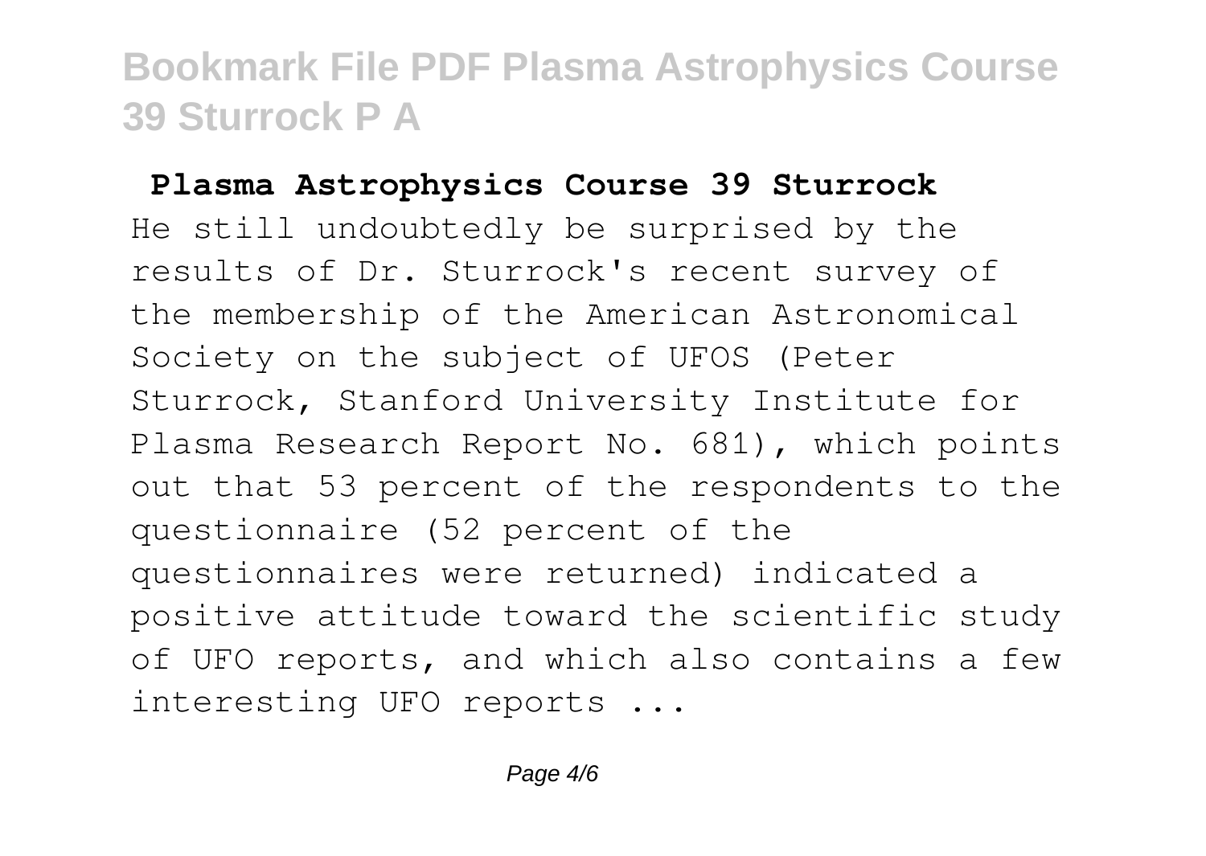## Plasma Astrophysics Course 39 Sturrock

He still undoubtedly be surprised by the results of Dr. Sturrock's recent survey of the membership of the American Astronomical Society on the subject of UFOS (Peter Sturrock, Stanford University Institute for Plasma Research Report No. 681), which points out that 53 percent of the respondents to the questionnaire (52 percent of the questionnaires were returned) indicated a positive attitude toward the scientific study of UFO reports, and which also contains a few interesting UFO reports ...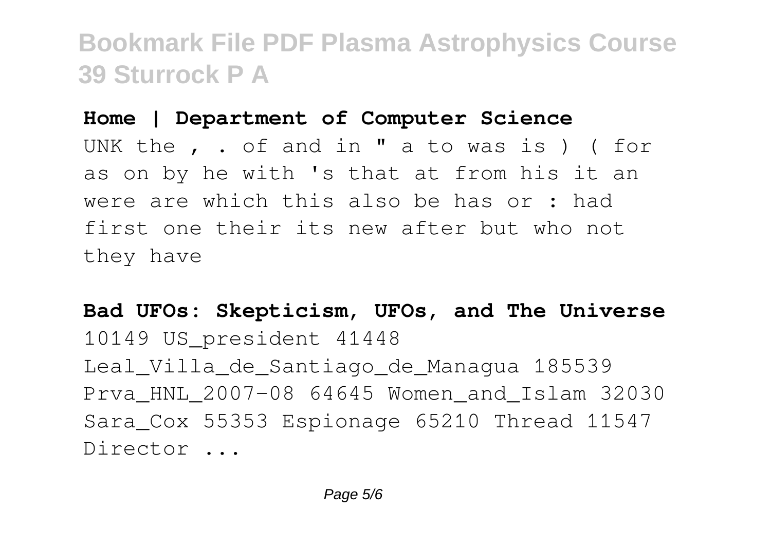**Home | Department of Computer Science**

UNK the , . of and in " a to was is ) ( for as on by he with 's that at from his it an were are which this also be has or : had first one their its new after but who not they have

**Bad UFOs: Skepticism, UFOs, and The Universe**

10149 US_president 41448 Leal_Villa_de_Santiago_de_Managua 185539 Prva_HNL_2007-08 64645 Women_and_Islam 32030 Sara_Cox 55353 Espionage 65210 Thread 11547 Director ...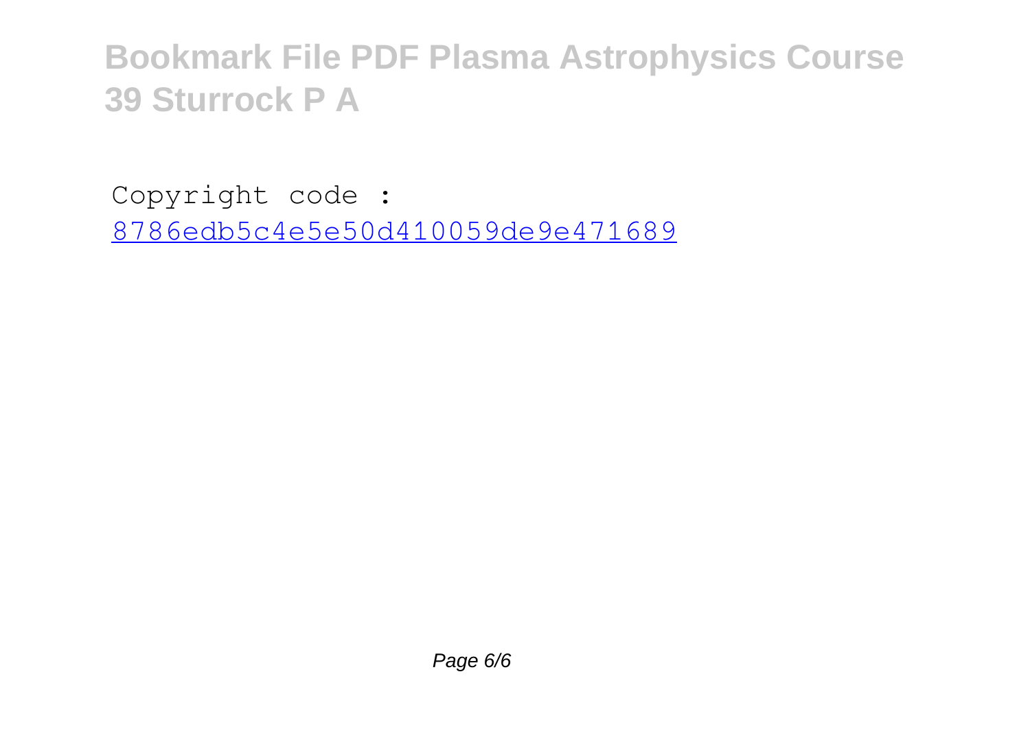Copyright code : 8786edb5c4e5e50d410059de9e471689